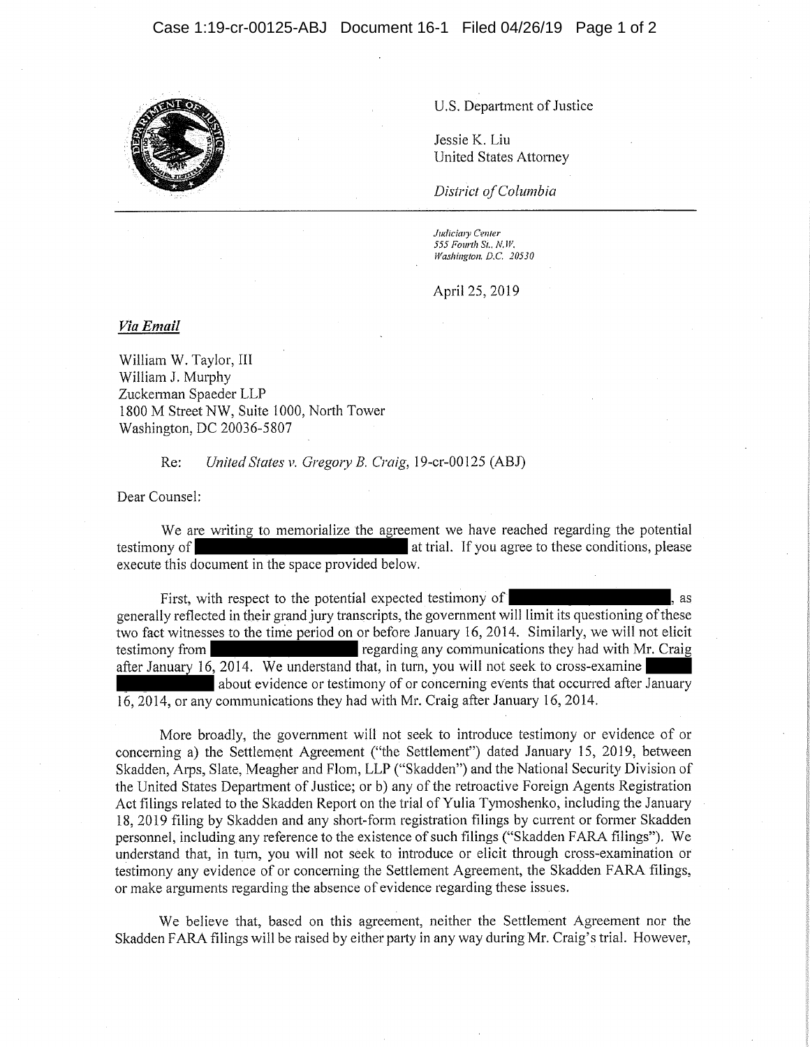U.S. Department of Justice

Jessie K. Liu
United States Attorney

*District of Columbia*

*Judiciary Center*
*555 Fourth St., N.W.*
*Washington, D.C. 20530*

April 25, 2019

***Via Email***

William W. Taylor, III
William J. Murphy
Zuckerman Spaeder LLP
1800 M Street NW, Suite 1000, North Tower
Washington, DC 20036-5807

Re: *United States v. Gregory B. Craig*, 19-cr-00125 (ABJ)

Dear Counsel:

We are writing to memorialize the agreement we have reached regarding the potential testimony of [REDACTED] at trial. If you agree to these conditions, please execute this document in the space provided below.

First, with respect to the potential expected testimony of [REDACTED], as generally reflected in their grand jury transcripts, the government will limit its questioning of these two fact witnesses to the time period on or before January 16, 2014. Similarly, we will not elicit testimony from [REDACTED] regarding any communications they had with Mr. Craig after January 16, 2014. We understand that, in turn, you will not seek to cross-examine [REDACTED] about evidence or testimony of or concerning events that occurred after January 16, 2014, or any communications they had with Mr. Craig after January 16, 2014.

More broadly, the government will not seek to introduce testimony or evidence of or concerning a) the Settlement Agreement ("the Settlement") dated January 15, 2019, between Skadden, Arps, Slate, Meagher and Flom, LLP ("Skadden") and the National Security Division of the United States Department of Justice; or b) any of the retroactive Foreign Agents Registration Act filings related to the Skadden Report on the trial of Yulia Tymoshenko, including the January 18, 2019 filing by Skadden and any short-form registration filings by current or former Skadden personnel, including any reference to the existence of such filings ("Skadden FARA filings"). We understand that, in turn, you will not seek to introduce or elicit through cross-examination or testimony any evidence of or concerning the Settlement Agreement, the Skadden FARA filings, or make arguments regarding the absence of evidence regarding these issues.

We believe that, based on this agreement, neither the Settlement Agreement nor the Skadden FARA filings will be raised by either party in any way during Mr. Craig's trial. However,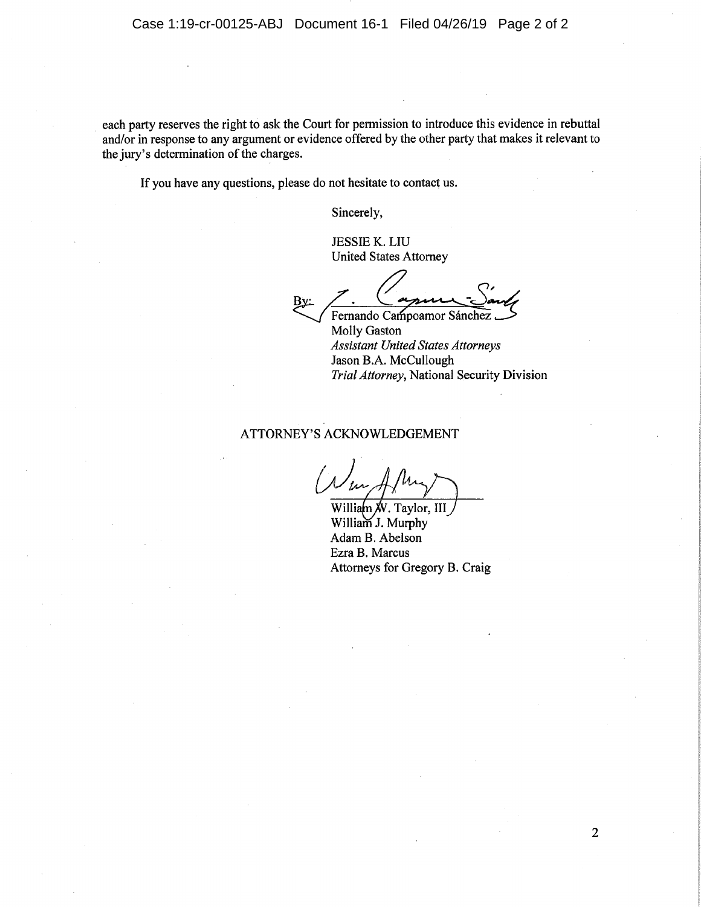each party reserves the right to ask the Court for permission to introduce this evidence in rebuttal and/or in response to any argument or evidence offered by the other party that makes it relevant to the jury's determination of the charges.

If you have any questions, please do not hesitate to contact us.

Sincerely,

JESSIE K. LIU
United States Attorney

By: Fernando Campoamor Sánchez
Molly Gaston
*Assistant United States Attorneys*
Jason B.A. McCullough
*Trial Attorney*, National Security Division

ATTORNEY'S ACKNOWLEDGEMENT

William W. Taylor, III
William J. Murphy
Adam B. Abelson
Ezra B. Marcus
Attorneys for Gregory B. Craig